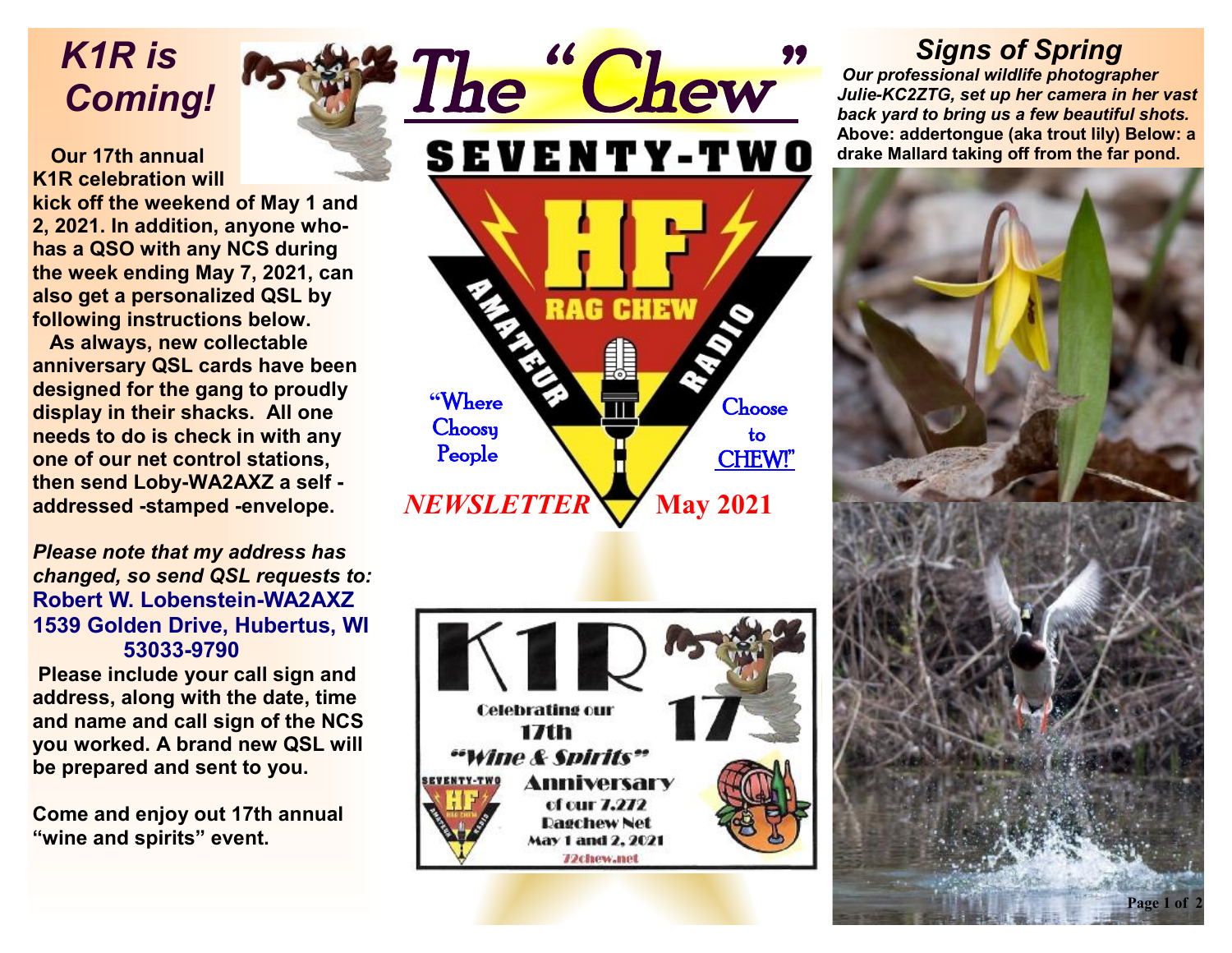# The "Chew"

SEVENTY-TWO HF RAG CHEW AMATEUR RADIO

"Where Choosy People Choose to CHEW!"

*NEWSLETTER* **May 2021**

## *K1R is Coming!*

**Our 17th annual K1R celebration will kick off the weekend of May 1 and 2, 2021. In addition, anyone who-has a QSO with any NCS during the week ending May 7, 2021, can also get a personalized QSL by following instructions below.**

**As always, new collectable anniversary QSL cards have been designed for the gang to proudly display in their shacks. All one needs to do is check in with any one of our net control stations, then send Loby-WA2AXZ a self -addressed -stamped -envelope.**

***Please note that my address has changed, so send QSL requests to:***

**Robert W. Lobenstein-WA2AXZ**
**1539 Golden Drive, Hubertus, WI 53033-9790**

**Please include your call sign and address, along with the date, time and name and call sign of the NCS you worked. A brand new QSL will be prepared and sent to you.**

**Come and enjoy out 17th annual "wine and spirits" event.**

K1R 17 — Celebrating our 17th "Wine & Spirits" Anniversary of our 7.272 Ragchew Net May 1 and 2, 2021 — 72chew.net

## *Signs of Spring*

***Our professional wildlife photographer Julie-KC2ZTG, set up her camera in her vast back yard to bring us a few beautiful shots.*** **Above: addertongue (aka trout lily) Below: a drake Mallard taking off from the far pond.**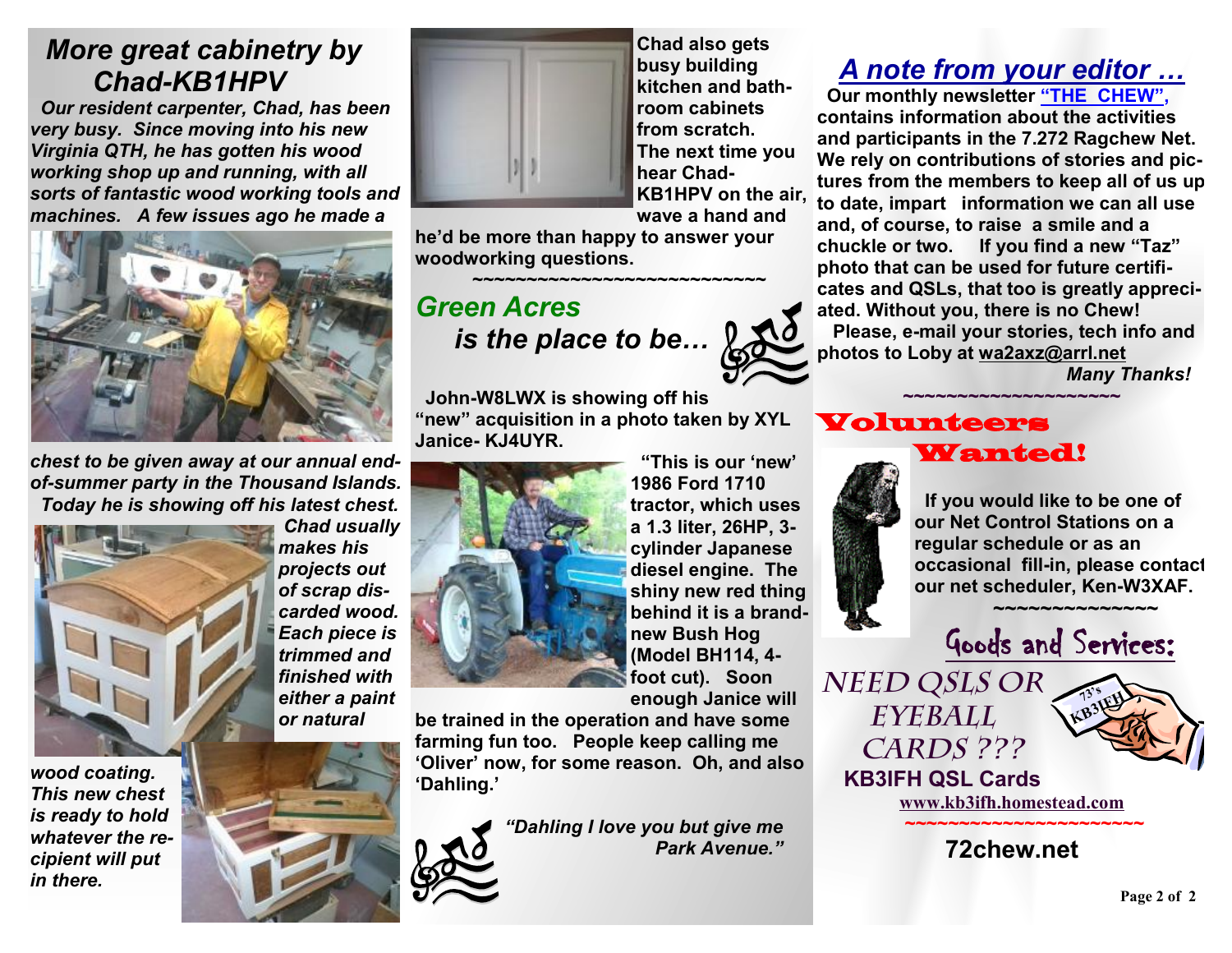## More great cabinetry by Chad-KB1HPV

*Our resident carpenter, Chad, has been very busy. Since moving into his new Virginia QTH, he has gotten his wood working shop up and running, with all sorts of fantastic wood working tools and machines. A few issues ago he made a chest to be given away at our annual end-of-summer party in the Thousand Islands. Today he is showing off his latest chest. Chad usually makes his projects out of scrap discarded wood. Each piece is trimmed and finished with either a paint or natural wood coating. This new chest is ready to hold whatever the recipient will put in there.*

**Chad also gets busy building kitchen and bathroom cabinets from scratch. The next time you hear Chad-KB1HPV on the air, wave a hand and he'd be more than happy to answer your woodworking questions.**

~~~~~~~~~~~~~~~~~~~~~~~~~~~~~

## *Green Acres*
### *is the place to be…*

**John-W8LWX is showing off his "new" acquisition in a photo taken by XYL Janice- KJ4UYR.**

**"This is our 'new' 1986 Ford 1710 tractor, which uses a 1.3 liter, 26HP, 3-cylinder Japanese diesel engine. The shiny new red thing behind it is a brand-new Bush Hog (Model BH114, 4-foot cut). Soon enough Janice will be trained in the operation and have some farming fun too. People keep calling me 'Oliver' now, for some reason. Oh, and also 'Dahling.'**

***"Dahling I love you but give me Park Avenue."***

## *A note from your editor …*

**Our monthly newsletter "THE CHEW", contains information about the activities and participants in the 7.272 Ragchew Net. We rely on contributions of stories and pictures from the members to keep all of us up to date, impart information we can all use and, of course, to raise a smile and a chuckle or two. If you find a new "Taz" photo that can be used for future certificates and QSLs, that too is greatly appreciated. Without you, there is no Chew!**

**Please, e-mail your stories, tech info and photos to Loby at wa2axz@arrl.net**

***Many Thanks!***

~~~~~~~~~~~~~~~~~~~~~

## Volunteers Wanted!

**If you would like to be one of our Net Control Stations on a regular schedule or as an occasional fill-in, please contact our net scheduler, Ken-W3XAF.**

~~~~~~~~~~~~~~~

## Goods and Services:

NEED QSLS OR EYEBALL CARDS ???

**KB3IFH QSL Cards**

**www.kb3ifh.homestead.com**

~~~~~~~~~~~~~~~~~~~~~~~

**72chew.net**